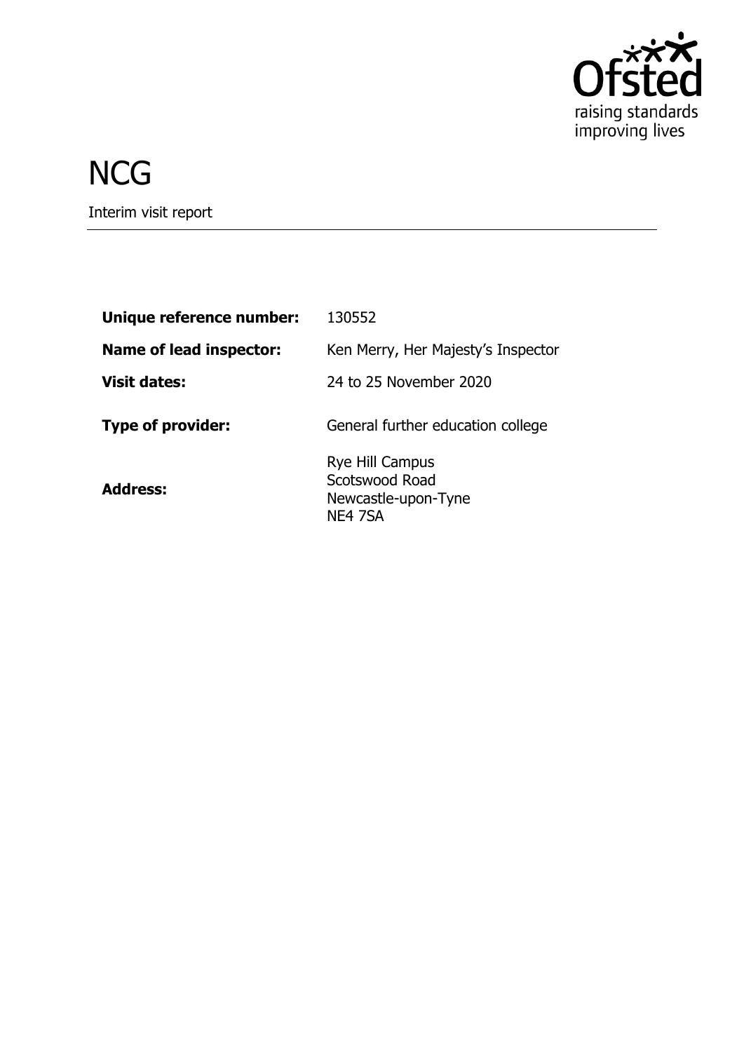# NCG

Interim visit report

| | |
|---|---|
| **Unique reference number:** | 130552 |
| **Name of lead inspector:** | Ken Merry, Her Majesty's Inspector |
| **Visit dates:** | 24 to 25 November 2020 |
| **Type of provider:** | General further education college |
| **Address:** | Rye Hill Campus<br>Scotswood Road<br>Newcastle-upon-Tyne<br>NE4 7SA |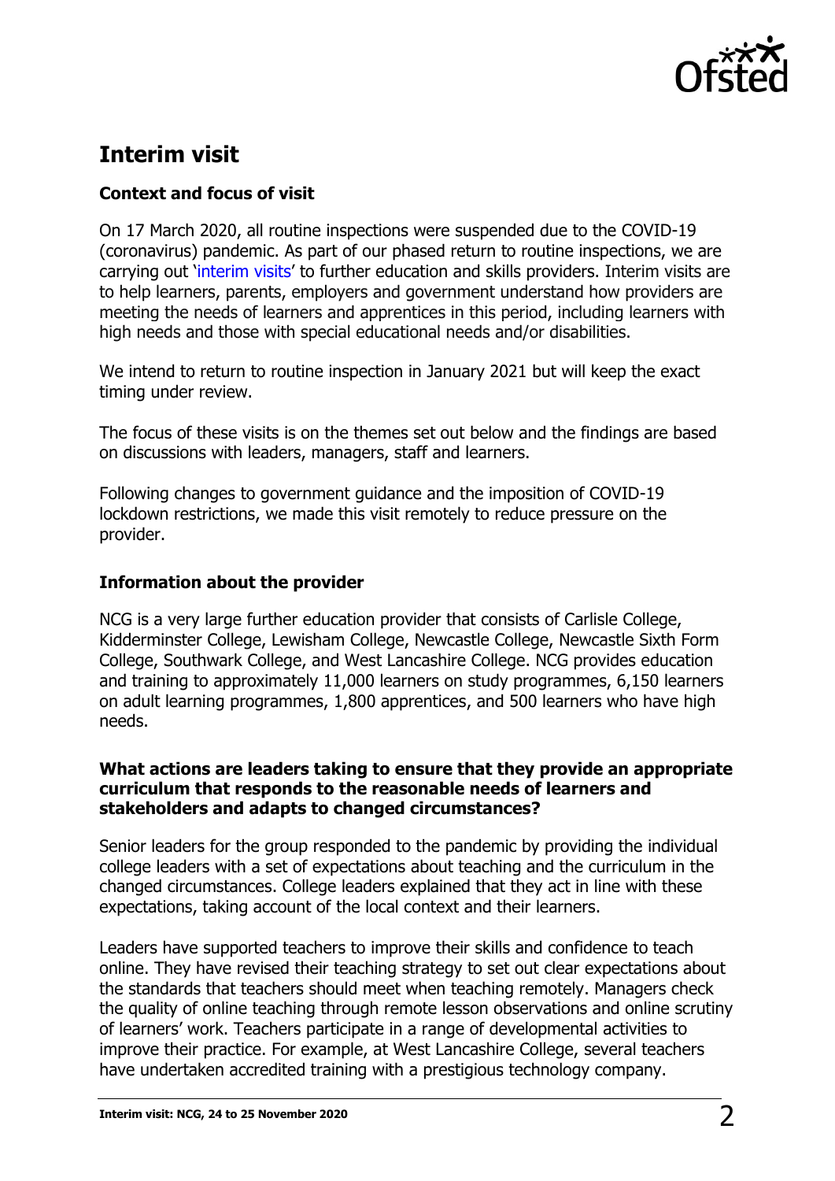# Interim visit

### Context and focus of visit

On 17 March 2020, all routine inspections were suspended due to the COVID-19 (coronavirus) pandemic. As part of our phased return to routine inspections, we are carrying out 'interim visits' to further education and skills providers. Interim visits are to help learners, parents, employers and government understand how providers are meeting the needs of learners and apprentices in this period, including learners with high needs and those with special educational needs and/or disabilities.

We intend to return to routine inspection in January 2021 but will keep the exact timing under review.

The focus of these visits is on the themes set out below and the findings are based on discussions with leaders, managers, staff and learners.

Following changes to government guidance and the imposition of COVID-19 lockdown restrictions, we made this visit remotely to reduce pressure on the provider.

### Information about the provider

NCG is a very large further education provider that consists of Carlisle College, Kidderminster College, Lewisham College, Newcastle College, Newcastle Sixth Form College, Southwark College, and West Lancashire College. NCG provides education and training to approximately 11,000 learners on study programmes, 6,150 learners on adult learning programmes, 1,800 apprentices, and 500 learners who have high needs.

### What actions are leaders taking to ensure that they provide an appropriate curriculum that responds to the reasonable needs of learners and stakeholders and adapts to changed circumstances?

Senior leaders for the group responded to the pandemic by providing the individual college leaders with a set of expectations about teaching and the curriculum in the changed circumstances. College leaders explained that they act in line with these expectations, taking account of the local context and their learners.

Leaders have supported teachers to improve their skills and confidence to teach online. They have revised their teaching strategy to set out clear expectations about the standards that teachers should meet when teaching remotely. Managers check the quality of online teaching through remote lesson observations and online scrutiny of learners' work. Teachers participate in a range of developmental activities to improve their practice. For example, at West Lancashire College, several teachers have undertaken accredited training with a prestigious technology company.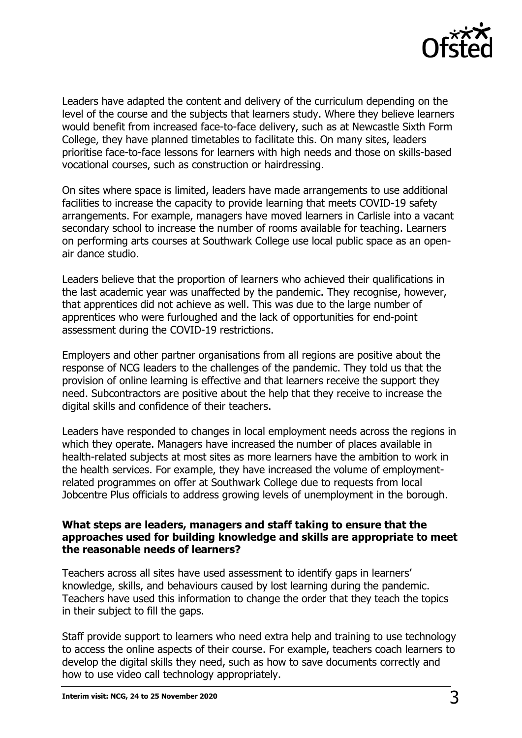Leaders have adapted the content and delivery of the curriculum depending on the level of the course and the subjects that learners study. Where they believe learners would benefit from increased face-to-face delivery, such as at Newcastle Sixth Form College, they have planned timetables to facilitate this. On many sites, leaders prioritise face-to-face lessons for learners with high needs and those on skills-based vocational courses, such as construction or hairdressing.

On sites where space is limited, leaders have made arrangements to use additional facilities to increase the capacity to provide learning that meets COVID-19 safety arrangements. For example, managers have moved learners in Carlisle into a vacant secondary school to increase the number of rooms available for teaching. Learners on performing arts courses at Southwark College use local public space as an open-air dance studio.

Leaders believe that the proportion of learners who achieved their qualifications in the last academic year was unaffected by the pandemic. They recognise, however, that apprentices did not achieve as well. This was due to the large number of apprentices who were furloughed and the lack of opportunities for end-point assessment during the COVID-19 restrictions.

Employers and other partner organisations from all regions are positive about the response of NCG leaders to the challenges of the pandemic. They told us that the provision of online learning is effective and that learners receive the support they need. Subcontractors are positive about the help that they receive to increase the digital skills and confidence of their teachers.

Leaders have responded to changes in local employment needs across the regions in which they operate. Managers have increased the number of places available in health-related subjects at most sites as more learners have the ambition to work in the health services. For example, they have increased the volume of employment-related programmes on offer at Southwark College due to requests from local Jobcentre Plus officials to address growing levels of unemployment in the borough.

**What steps are leaders, managers and staff taking to ensure that the approaches used for building knowledge and skills are appropriate to meet the reasonable needs of learners?**

Teachers across all sites have used assessment to identify gaps in learners' knowledge, skills, and behaviours caused by lost learning during the pandemic. Teachers have used this information to change the order that they teach the topics in their subject to fill the gaps.

Staff provide support to learners who need extra help and training to use technology to access the online aspects of their course. For example, teachers coach learners to develop the digital skills they need, such as how to save documents correctly and how to use video call technology appropriately.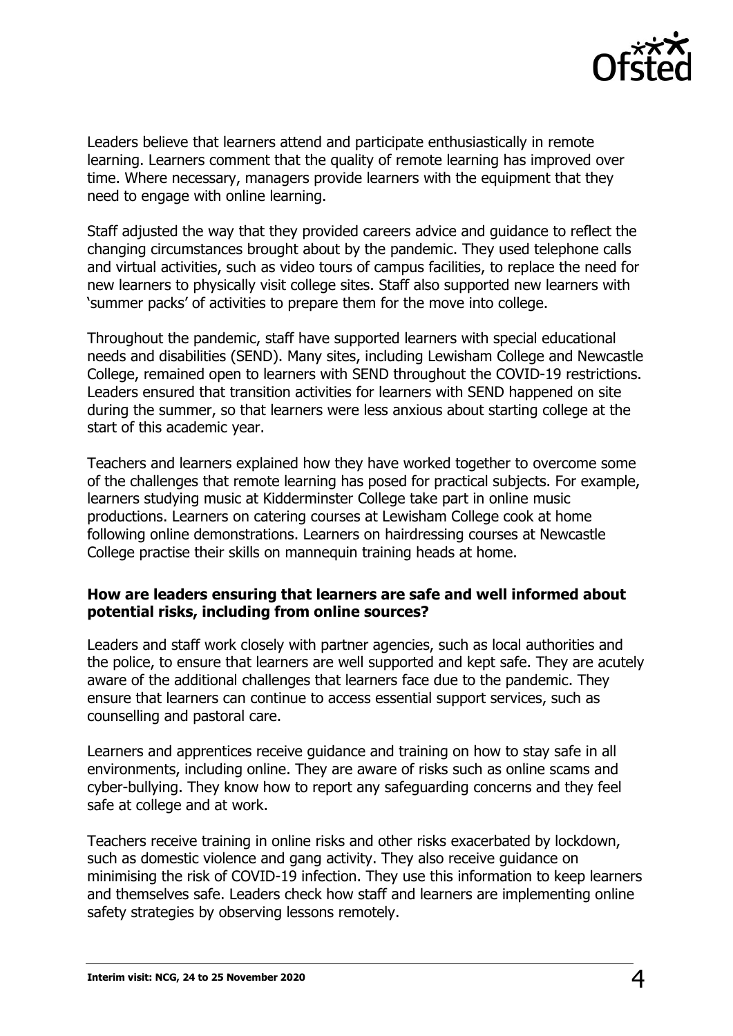Leaders believe that learners attend and participate enthusiastically in remote learning. Learners comment that the quality of remote learning has improved over time. Where necessary, managers provide learners with the equipment that they need to engage with online learning.

Staff adjusted the way that they provided careers advice and guidance to reflect the changing circumstances brought about by the pandemic. They used telephone calls and virtual activities, such as video tours of campus facilities, to replace the need for new learners to physically visit college sites. Staff also supported new learners with 'summer packs' of activities to prepare them for the move into college.

Throughout the pandemic, staff have supported learners with special educational needs and disabilities (SEND). Many sites, including Lewisham College and Newcastle College, remained open to learners with SEND throughout the COVID-19 restrictions. Leaders ensured that transition activities for learners with SEND happened on site during the summer, so that learners were less anxious about starting college at the start of this academic year.

Teachers and learners explained how they have worked together to overcome some of the challenges that remote learning has posed for practical subjects. For example, learners studying music at Kidderminster College take part in online music productions. Learners on catering courses at Lewisham College cook at home following online demonstrations. Learners on hairdressing courses at Newcastle College practise their skills on mannequin training heads at home.

### How are leaders ensuring that learners are safe and well informed about potential risks, including from online sources?

Leaders and staff work closely with partner agencies, such as local authorities and the police, to ensure that learners are well supported and kept safe. They are acutely aware of the additional challenges that learners face due to the pandemic. They ensure that learners can continue to access essential support services, such as counselling and pastoral care.

Learners and apprentices receive guidance and training on how to stay safe in all environments, including online. They are aware of risks such as online scams and cyber-bullying. They know how to report any safeguarding concerns and they feel safe at college and at work.

Teachers receive training in online risks and other risks exacerbated by lockdown, such as domestic violence and gang activity. They also receive guidance on minimising the risk of COVID-19 infection. They use this information to keep learners and themselves safe. Leaders check how staff and learners are implementing online safety strategies by observing lessons remotely.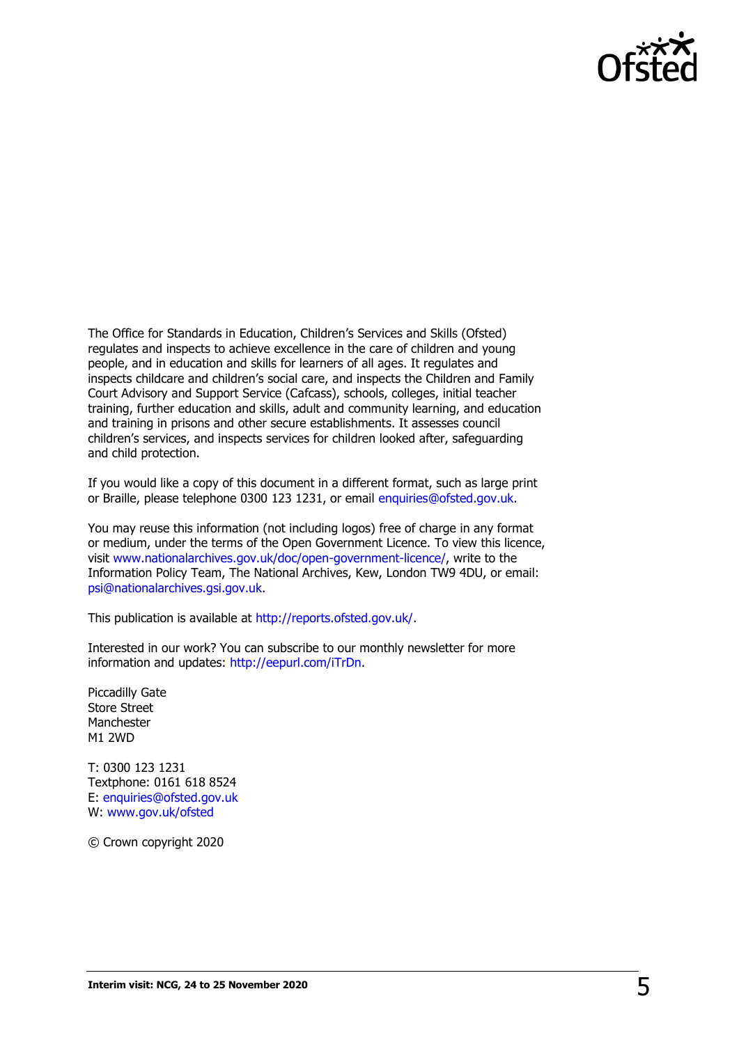The Office for Standards in Education, Children's Services and Skills (Ofsted) regulates and inspects to achieve excellence in the care of children and young people, and in education and skills for learners of all ages. It regulates and inspects childcare and children's social care, and inspects the Children and Family Court Advisory and Support Service (Cafcass), schools, colleges, initial teacher training, further education and skills, adult and community learning, and education and training in prisons and other secure establishments. It assesses council children's services, and inspects services for children looked after, safeguarding and child protection.

If you would like a copy of this document in a different format, such as large print or Braille, please telephone 0300 123 1231, or email enquiries@ofsted.gov.uk.

You may reuse this information (not including logos) free of charge in any format or medium, under the terms of the Open Government Licence. To view this licence, visit www.nationalarchives.gov.uk/doc/open-government-licence/, write to the Information Policy Team, The National Archives, Kew, London TW9 4DU, or email: psi@nationalarchives.gsi.gov.uk.

This publication is available at http://reports.ofsted.gov.uk/.

Interested in our work? You can subscribe to our monthly newsletter for more information and updates: http://eepurl.com/iTrDn.

Piccadilly Gate
Store Street
Manchester
M1 2WD

T: 0300 123 1231
Textphone: 0161 618 8524
E: enquiries@ofsted.gov.uk
W: www.gov.uk/ofsted

© Crown copyright 2020